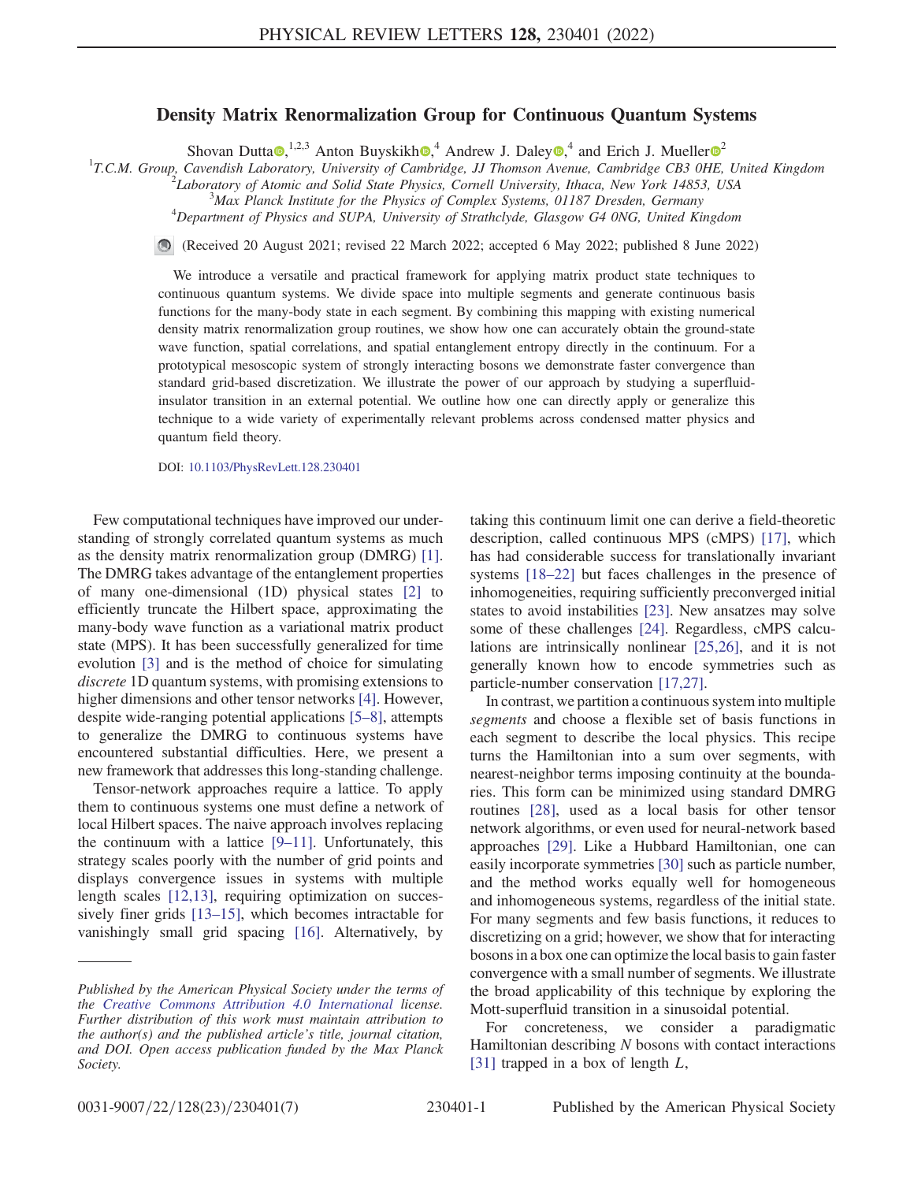# Density Matrix Renormalization Group for Continuous Quantum Systems

Shovan Dutta,[1,2,3] Anton Buyskikh,[4] Andrew J. Daley,[4] and Erich J. Mueller[2]

[1]T.C.M. Group, Cavendish Laboratory, University of Cambridge, JJ Thomson Avenue, Cambridge CB3 0HE, United Kingdom
[2]Laboratory of Atomic and Solid State Physics, Cornell University, Ithaca, New York 14853, USA
[3]Max Planck Institute for the Physics of Complex Systems, 01187 Dresden, Germany
[4]Department of Physics and SUPA, University of Strathclyde, Glasgow G4 0NG, United Kingdom

(Received 20 August 2021; revised 22 March 2022; accepted 6 May 2022; published 8 June 2022)

We introduce a versatile and practical framework for applying matrix product state techniques to continuous quantum systems. We divide space into multiple segments and generate continuous basis functions for the many-body state in each segment. By combining this mapping with existing numerical density matrix renormalization group routines, we show how one can accurately obtain the ground-state wave function, spatial correlations, and spatial entanglement entropy directly in the continuum. For a prototypical mesoscopic system of strongly interacting bosons we demonstrate faster convergence than standard grid-based discretization. We illustrate the power of our approach by studying a superfluid-insulator transition in an external potential. We outline how one can directly apply or generalize this technique to a wide variety of experimentally relevant problems across condensed matter physics and quantum field theory.

DOI: 10.1103/PhysRevLett.128.230401

Few computational techniques have improved our understanding of strongly correlated quantum systems as much as the density matrix renormalization group (DMRG) [1]. The DMRG takes advantage of the entanglement properties of many one-dimensional (1D) physical states [2] to efficiently truncate the Hilbert space, approximating the many-body wave function as a variational matrix product state (MPS). It has been successfully generalized for time evolution [3] and is the method of choice for simulating *discrete* 1D quantum systems, with promising extensions to higher dimensions and other tensor networks [4]. However, despite wide-ranging potential applications [5–8], attempts to generalize the DMRG to continuous systems have encountered substantial difficulties. Here, we present a new framework that addresses this long-standing challenge.

Tensor-network approaches require a lattice. To apply them to continuous systems one must define a network of local Hilbert spaces. The naive approach involves replacing the continuum with a lattice [9–11]. Unfortunately, this strategy scales poorly with the number of grid points and displays convergence issues in systems with multiple length scales [12,13], requiring optimization on successively finer grids [13–15], which becomes intractable for vanishingly small grid spacing [16]. Alternatively, by taking this continuum limit one can derive a field-theoretic description, called continuous MPS (cMPS) [17], which has had considerable success for translationally invariant systems [18–22] but faces challenges in the presence of inhomogeneities, requiring sufficiently preconverged initial states to avoid instabilities [23]. New ansatzes may solve some of these challenges [24]. Regardless, cMPS calculations are intrinsically nonlinear [25,26], and it is not generally known how to encode symmetries such as particle-number conservation [17,27].

In contrast, we partition a continuous system into multiple *segments* and choose a flexible set of basis functions in each segment to describe the local physics. This recipe turns the Hamiltonian into a sum over segments, with nearest-neighbor terms imposing continuity at the boundaries. This form can be minimized using standard DMRG routines [28], used as a local basis for other tensor network algorithms, or even used for neural-network based approaches [29]. Like a Hubbard Hamiltonian, one can easily incorporate symmetries [30] such as particle number, and the method works equally well for homogeneous and inhomogeneous systems, regardless of the initial state. For many segments and few basis functions, it reduces to discretizing on a grid; however, we show that for interacting bosons in a box one can optimize the local basis to gain faster convergence with a small number of segments. We illustrate the broad applicability of this technique by exploring the Mott-superfluid transition in a sinusoidal potential.

For concreteness, we consider a paradigmatic Hamiltonian describing $N$ bosons with contact interactions [31] trapped in a box of length $L$,

*Published by the American Physical Society under the terms of the Creative Commons Attribution 4.0 International license. Further distribution of this work must maintain attribution to the author(s) and the published article's title, journal citation, and DOI. Open access publication funded by the Max Planck Society.*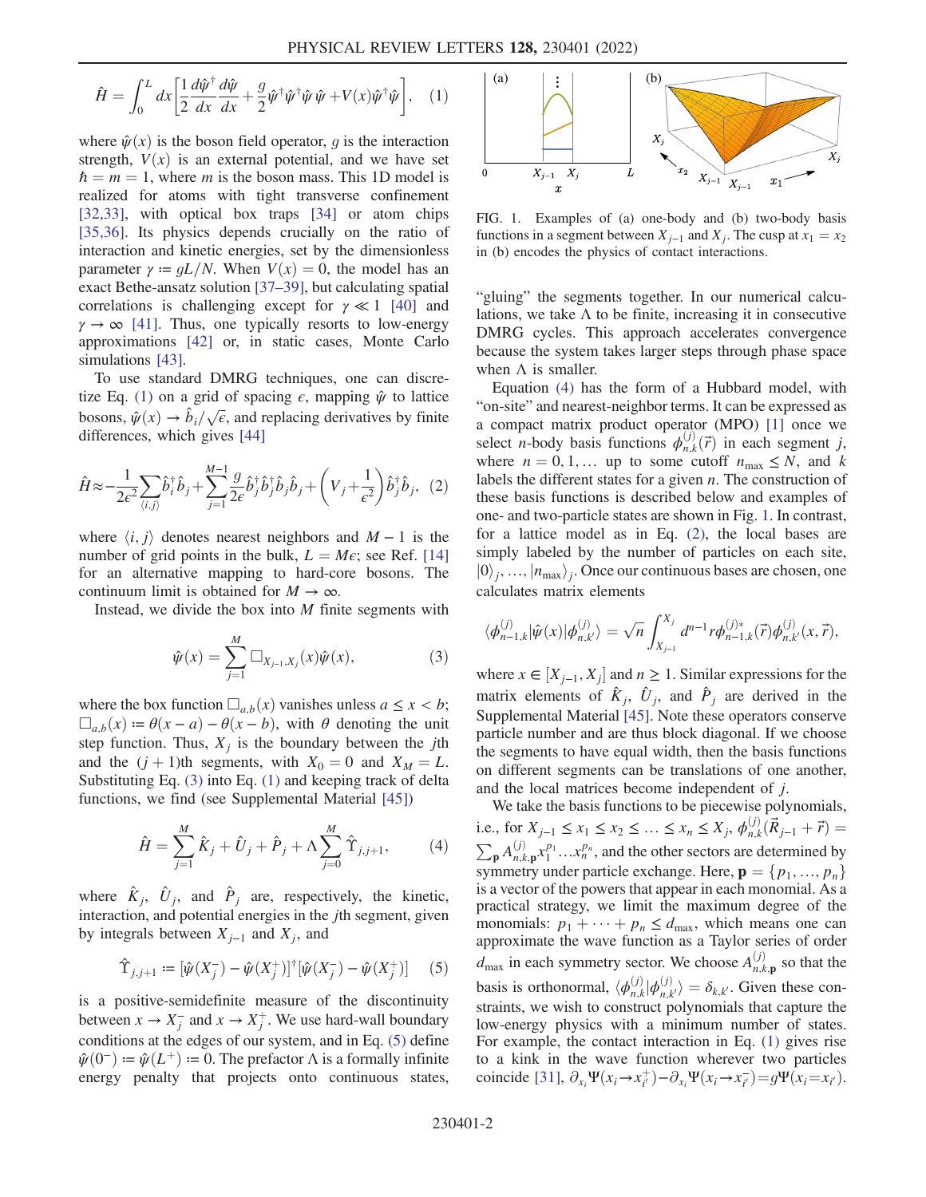$$\hat{H} = \int_0^L dx \left[ \frac{1}{2} \frac{d\hat{\psi}^\dagger}{dx} \frac{d\hat{\psi}}{dx} + \frac{g}{2} \hat{\psi}^\dagger \hat{\psi}^\dagger \hat{\psi} \hat{\psi} + V(x) \hat{\psi}^\dagger \hat{\psi} \right], \quad (1)$$

where $\hat{\psi}(x)$ is the boson field operator, $g$ is the interaction strength, $V(x)$ is an external potential, and we have set $\hbar = m = 1$, where $m$ is the boson mass. This 1D model is realized for atoms with tight transverse confinement [32,33], with optical box traps [34] or atom chips [35,36]. Its physics depends crucially on the ratio of interaction and kinetic energies, set by the dimensionless parameter $\gamma := gL/N$. When $V(x) = 0$, the model has an exact Bethe-ansatz solution [37–39], but calculating spatial correlations is challenging except for $\gamma \ll 1$ [40] and $\gamma \to \infty$ [41]. Thus, one typically resorts to low-energy approximations [42] or, in static cases, Monte Carlo simulations [43].

To use standard DMRG techniques, one can discretize Eq. (1) on a grid of spacing $\epsilon$, mapping $\hat{\psi}$ to lattice bosons, $\hat{\psi}(x) \to \hat{b}_i/\sqrt{\epsilon}$, and replacing derivatives by finite differences, which gives [44]

$$\hat{H} \approx -\frac{1}{2\epsilon^2} \sum_{\langle i,j \rangle} \hat{b}_i^\dagger \hat{b}_j + \sum_{j=1}^{M-1} \frac{g}{2\epsilon} \hat{b}_j^\dagger \hat{b}_j^\dagger \hat{b}_j \hat{b}_j + \left( V_j + \frac{1}{\epsilon^2} \right) \hat{b}_j^\dagger \hat{b}_j, \quad (2)$$

where $\langle i, j \rangle$ denotes nearest neighbors and $M - 1$ is the number of grid points in the bulk, $L = M\epsilon$; see Ref. [14] for an alternative mapping to hard-core bosons. The continuum limit is obtained for $M \to \infty$.

Instead, we divide the box into $M$ finite segments with

$$\hat{\psi}(x) = \sum_{j=1}^{M} \square_{X_{j-1},X_j}(x) \hat{\psi}(x), \quad (3)$$

where the box function $\square_{a,b}(x)$ vanishes unless $a \le x < b$; $\square_{a,b}(x) := \theta(x - a) - \theta(x - b)$, with $\theta$ denoting the unit step function. Thus, $X_j$ is the boundary between the $j$th and the $(j + 1)$th segments, with $X_0 = 0$ and $X_M = L$. Substituting Eq. (3) into Eq. (1) and keeping track of delta functions, we find (see Supplemental Material [45])

$$\hat{H} = \sum_{j=1}^{M} \hat{K}_j + \hat{U}_j + \hat{P}_j + \Lambda \sum_{j=0}^{M} \hat{\Upsilon}_{j,j+1}, \quad (4)$$

where $\hat{K}_j$, $\hat{U}_j$, and $\hat{P}_j$ are, respectively, the kinetic, interaction, and potential energies in the $j$th segment, given by integrals between $X_{j-1}$ and $X_j$, and

$$\hat{\Upsilon}_{j,j+1} := [\hat{\psi}(X_j^-) - \hat{\psi}(X_j^+)]^\dagger [\hat{\psi}(X_j^-) - \hat{\psi}(X_j^+)] \quad (5)$$

is a positive-semidefinite measure of the discontinuity between $x \to X_j^-$ and $x \to X_j^+$. We use hard-wall boundary conditions at the edges of our system, and in Eq. (5) define $\hat{\psi}(0^-) := \hat{\psi}(L^+) := 0$. The prefactor $\Lambda$ is a formally infinite energy penalty that projects onto continuous states, "gluing" the segments together. In our numerical calculations, we take $\Lambda$ to be finite, increasing it in consecutive DMRG cycles. This approach accelerates convergence because the system takes larger steps through phase space when $\Lambda$ is smaller.

FIG. 1. Examples of (a) one-body and (b) two-body basis functions in a segment between $X_{j-1}$ and $X_j$. The cusp at $x_1 = x_2$ in (b) encodes the physics of contact interactions.

Equation (4) has the form of a Hubbard model, with "on-site" and nearest-neighbor terms. It can be expressed as a compact matrix product operator (MPO) [1] once we select $n$-body basis functions $\phi_{n,k}^{(j)}(\vec{r})$ in each segment $j$, where $n = 0, 1, \ldots$ up to some cutoff $n_{\max} \le N$, and $k$ labels the different states for a given $n$. The construction of these basis functions is described below and examples of one- and two-particle states are shown in Fig. 1. In contrast, for a lattice model as in Eq. (2), the local bases are simply labeled by the number of particles on each site, $|0\rangle_j, \ldots, |n_{\max}\rangle_j$. Once our continuous bases are chosen, one calculates matrix elements

$$\langle \phi_{n-1,k}^{(j)} | \hat{\psi}(x) | \phi_{n,k'}^{(j)} \rangle = \sqrt{n} \int_{X_{j-1}}^{X_j} d^{n-1} r \phi_{n-1,k}^{(j)*}(\vec{r}) \phi_{n,k'}^{(j)}(x, \vec{r}),$$

where $x \in [X_{j-1}, X_j]$ and $n \ge 1$. Similar expressions for the matrix elements of $\hat{K}_j$, $\hat{U}_j$, and $\hat{P}_j$ are derived in the Supplemental Material [45]. Note these operators conserve particle number and are thus block diagonal. If we choose the segments to have equal width, then the basis functions on different segments can be translations of one another, and the local matrices become independent of $j$.

We take the basis functions to be piecewise polynomials, i.e., for $X_{j-1} \le x_1 \le x_2 \le \ldots \le x_n \le X_j$, $\phi_{n,k}^{(j)}(\vec{R}_{j-1} + \vec{r}) = \sum_{\mathbf{p}} A_{n,k,\mathbf{p}}^{(j)} x_1^{p_1} \ldots x_n^{p_n}$, and the other sectors are determined by symmetry under particle exchange. Here, $\mathbf{p} = \{p_1, \ldots, p_n\}$ is a vector of the powers that appear in each monomial. As a practical strategy, we limit the maximum degree of the monomials: $p_1 + \cdots + p_n \le d_{\max}$, which means one can approximate the wave function as a Taylor series of order $d_{\max}$ in each symmetry sector. We choose $A_{n,k,\mathbf{p}}^{(j)}$ so that the basis is orthonormal, $\langle \phi_{n,k}^{(j)} | \phi_{n,k'}^{(j)} \rangle = \delta_{k,k'}$. Given these constraints, we wish to construct polynomials that capture the low-energy physics with a minimum number of states. For example, the contact interaction in Eq. (1) gives rise to a kink in the wave function wherever two particles coincide [31], $\partial_{x_i} \Psi(x_i \to x_{i'}^+) - \partial_{x_i} \Psi(x_i \to x_{i'}^-) = g \Psi(x_i = x_{i'})$.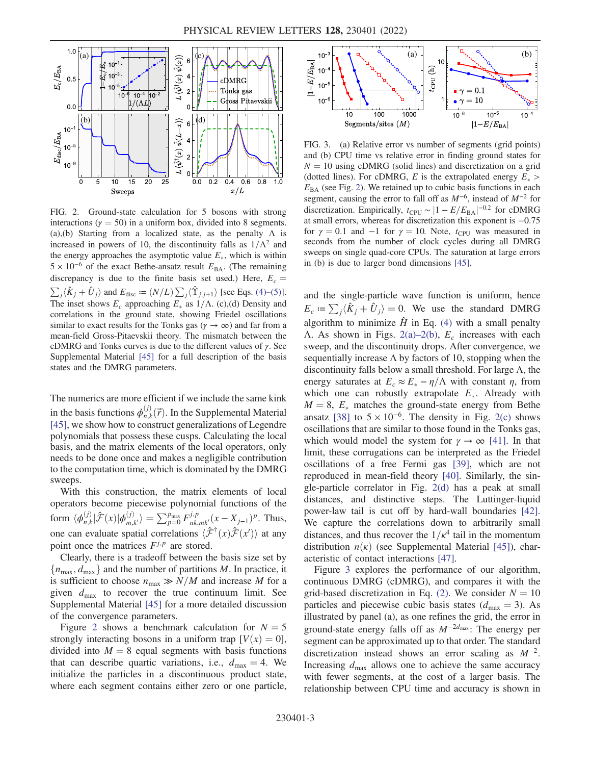FIG. 2. Ground-state calculation for 5 bosons with strong interactions ($\gamma = 50$) in a uniform box, divided into 8 segments. (a),(b) Starting from a localized state, as the penalty $\Lambda$ is increased in powers of 10, the discontinuity falls as $1/\Lambda^2$ and the energy approaches the asymptotic value $E_*$, which is within $5 \times 10^{-6}$ of the exact Bethe-ansatz result $E_{\rm BA}$. (The remaining discrepancy is due to the finite basis set used.) Here, $E_c = \sum_j \langle \hat{K}_j + \hat{U}_j \rangle$ and $E_{\rm disc} := (N/L) \sum_j \langle \hat{\Upsilon}_{j,j+1} \rangle$ [see Eqs. (4)–(5)]. The inset shows $E_c$ approaching $E_*$ as $1/\Lambda$. (c),(d) Density and correlations in the ground state, showing Friedel oscillations similar to exact results for the Tonks gas ($\gamma \to \infty$) and far from a mean-field Gross-Pitaevskii theory. The mismatch between the cDMRG and Tonks curves is due to the different values of $\gamma$. See Supplemental Material [45] for a full description of the basis states and the DMRG parameters.

The numerics are more efficient if we include the same kink in the basis functions $\phi^{(j)}_{n,k}(\vec{r})$. In the Supplemental Material [45], we show how to construct generalizations of Legendre polynomials that possess these cusps. Calculating the local basis, and the matrix elements of the local operators, only needs to be done once and makes a negligible contribution to the computation time, which is dominated by the DMRG sweeps.

With this construction, the matrix elements of local operators become piecewise polynomial functions of the form $\langle \phi^{(j)}_{n,k} | \hat{\mathcal{F}}(x) | \phi^{(j)}_{m,k'} \rangle = \sum_{p=0}^{p_{\max}} F^{j,p}_{nk,mk'} (x - X_{j-1})^p$. Thus, one can evaluate spatial correlations $\langle \hat{\mathcal{F}}^\dagger(x) \hat{\mathcal{F}}(x') \rangle$ at any point once the matrices $F^{j,p}$ are stored.

Clearly, there is a tradeoff between the basis size set by $\{n_{\max}, d_{\max}\}$ and the number of partitions $M$. In practice, it is sufficient to choose $n_{\max} \gg N/M$ and increase $M$ for a given $d_{\max}$ to recover the true continuum limit. See Supplemental Material [45] for a more detailed discussion of the convergence parameters.

Figure 2 shows a benchmark calculation for $N = 5$ strongly interacting bosons in a uniform trap [$V(x) = 0$], divided into $M = 8$ equal segments with basis functions that can describe quartic variations, i.e., $d_{\max} = 4$. We initialize the particles in a discontinuous product state, where each segment contains either zero or one particle, and the single-particle wave function is uniform, hence $E_c := \sum_j \langle \hat{K}_j + \hat{U}_j \rangle = 0$. We use the standard DMRG algorithm to minimize $\hat{H}$ in Eq. (4) with a small penalty $\Lambda$. As shown in Figs. 2(a)–2(b), $E_c$ increases with each sweep, and the discontinuity drops. After convergence, we sequentially increase $\Lambda$ by factors of 10, stopping when the discontinuity falls below a small threshold. For large $\Lambda$, the energy saturates at $E_c \approx E_* - \eta/\Lambda$ with constant $\eta$, from which one can robustly extrapolate $E_*$. Already with $M = 8$, $E_*$ matches the ground-state energy from Bethe ansatz [38] to $5 \times 10^{-6}$. The density in Fig. 2(c) shows oscillations that are similar to those found in the Tonks gas, which would model the system for $\gamma \to \infty$ [41]. In that limit, these corrugations can be interpreted as the Friedel oscillations of a free Fermi gas [39], which are not reproduced in mean-field theory [40]. Similarly, the single-particle correlator in Fig. 2(d) has a peak at small distances, and distinctive steps. The Luttinger-liquid power-law tail is cut off by hard-wall boundaries [42]. We capture the correlations down to arbitrarily small distances, and thus recover the $1/\kappa^4$ tail in the momentum distribution $n(\kappa)$ (see Supplemental Material [45]), characteristic of contact interactions [47].

FIG. 3. (a) Relative error vs number of segments (grid points) and (b) CPU time vs relative error in finding ground states for $N = 10$ using cDMRG (solid lines) and discretization on a grid (dotted lines). For cDMRG, $E$ is the extrapolated energy $E_* > E_{\rm BA}$ (see Fig. 2). We retained up to cubic basis functions in each segment, causing the error to fall off as $M^{-6}$, instead of $M^{-2}$ for discretization. Empirically, $t_{\rm CPU} \sim |1 - E/E_{\rm BA}|^{-0.2}$ for cDMRG at small errors, whereas for discretization this exponent is $-0.75$ for $\gamma = 0.1$ and $-1$ for $\gamma = 10$. Note, $t_{\rm CPU}$ was measured in seconds from the number of clock cycles during all DMRG sweeps on single quad-core CPUs. The saturation at large errors in (b) is due to larger bond dimensions [45].

Figure 3 explores the performance of our algorithm, continuous DMRG (cDMRG), and compares it with the grid-based discretization in Eq. (2). We consider $N = 10$ particles and piecewise cubic basis states ($d_{\max} = 3$). As illustrated by panel (a), as one refines the grid, the error in ground-state energy falls off as $M^{-2d_{\max}}$: The energy per segment can be approximated up to that order. The standard discretization instead shows an error scaling as $M^{-2}$. Increasing $d_{\max}$ allows one to achieve the same accuracy with fewer segments, at the cost of a larger basis. The relationship between CPU time and accuracy is shown in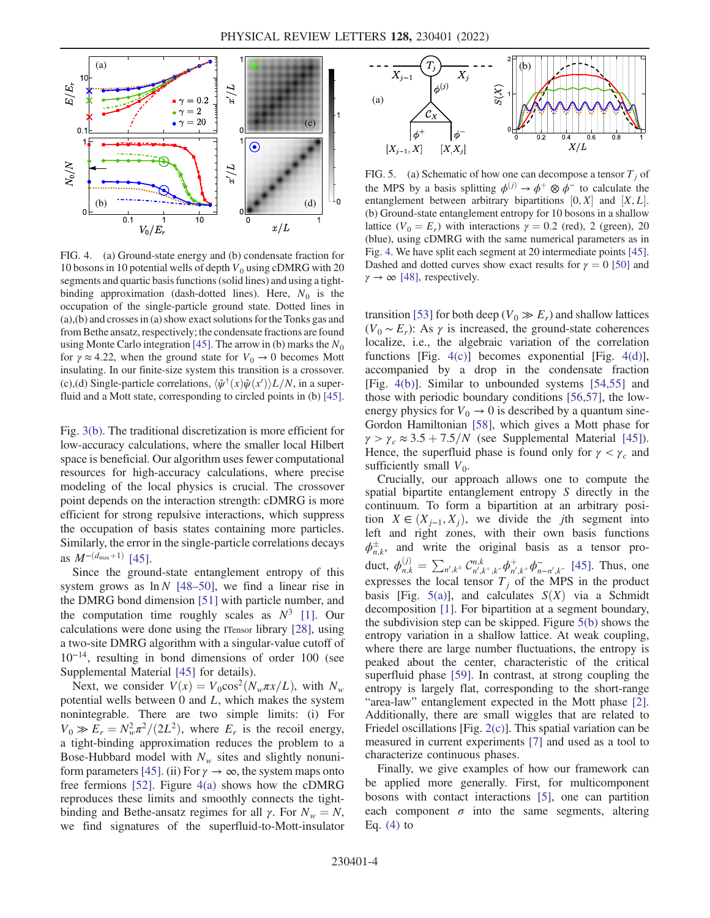FIG. 4. (a) Ground-state energy and (b) condensate fraction for 10 bosons in 10 potential wells of depth $V_0$ using cDMRG with 20 segments and quartic basis functions (solid lines) and using a tight-binding approximation (dash-dotted lines). Here, $N_0$ is the occupation of the single-particle ground state. Dotted lines in (a),(b) and crosses in (a) show exact solutions for the Tonks gas and from Bethe ansatz, respectively; the condensate fractions are found using Monte Carlo integration [45]. The arrow in (b) marks the $N_0$ for $\gamma \approx 4.22$, when the ground state for $V_0 \to 0$ becomes Mott insulating. In our finite-size system this transition is a crossover. (c),(d) Single-particle correlations, $\langle \hat{\psi}^\dagger(x)\hat{\psi}(x')\rangle L/N$, in a superfluid and a Mott state, corresponding to circled points in (b) [45].

Fig. 3(b). The traditional discretization is more efficient for low-accuracy calculations, where the smaller local Hilbert space is beneficial. Our algorithm uses fewer computational resources for high-accuracy calculations, where precise modeling of the local physics is crucial. The crossover point depends on the interaction strength: cDMRG is more efficient for strong repulsive interactions, which suppress the occupation of basis states containing more particles. Similarly, the error in the single-particle correlations decays as $M^{-(d_{\max}+1)}$ [45].

Since the ground-state entanglement entropy of this system grows as $\ln N$ [48–50], we find a linear rise in the DMRG bond dimension [51] with particle number, and the computation time roughly scales as $N^3$ [1]. Our calculations were done using the ITensor library [28], using a two-site DMRG algorithm with a singular-value cutoff of $10^{-14}$, resulting in bond dimensions of order 100 (see Supplemental Material [45] for details).

Next, we consider $V(x) = V_0 \cos^2(N_w \pi x/L)$, with $N_w$ potential wells between 0 and $L$, which makes the system nonintegrable. There are two simple limits: (i) For $V_0 \gg E_r = N_w^2 \pi^2/(2L^2)$, where $E_r$ is the recoil energy, a tight-binding approximation reduces the problem to a Bose-Hubbard model with $N_w$ sites and slightly nonuniform parameters [45]. (ii) For $\gamma \to \infty$, the system maps onto free fermions [52]. Figure 4(a) shows how the cDMRG reproduces these limits and smoothly connects the tight-binding and Bethe-ansatz regimes for all $\gamma$. For $N_w = N$, we find signatures of the superfluid-to-Mott-insulator transition [53] for both deep ($V_0 \gg E_r$) and shallow lattices ($V_0 \sim E_r$): As $\gamma$ is increased, the ground-state coherences localize, i.e., the algebraic variation of the correlation functions [Fig. 4(c)] becomes exponential [Fig. 4(d)], accompanied by a drop in the condensate fraction [Fig. 4(b)]. Similar to unbounded systems [54,55] and those with periodic boundary conditions [56,57], the low-energy physics for $V_0 \to 0$ is described by a quantum sine-Gordon Hamiltonian [58], which gives a Mott phase for $\gamma > \gamma_c \approx 3.5 + 7.5/N$ (see Supplemental Material [45]). Hence, the superfluid phase is found only for $\gamma < \gamma_c$ and sufficiently small $V_0$.

FIG. 5. (a) Schematic of how one can decompose a tensor $T_j$ of the MPS by a basis splitting $\phi^{(j)} \to \phi^+ \otimes \phi^-$ to calculate the entanglement between arbitrary bipartitions $[0, X]$ and $[X, L]$. (b) Ground-state entanglement entropy for 10 bosons in a shallow lattice ($V_0 = E_r$) with interactions $\gamma = 0.2$ (red), 2 (green), 20 (blue), using cDMRG with the same numerical parameters as in Fig. 4. We have split each segment at 20 intermediate points [45]. Dashed and dotted curves show exact results for $\gamma = 0$ [50] and $\gamma \to \infty$ [48], respectively.

Crucially, our approach allows one to compute the spatial bipartite entanglement entropy $S$ directly in the continuum. To form a bipartition at an arbitrary position $X \in (X_{j-1}, X_j)$, we divide the $j$th segment into left and right zones, with their own basis functions $\phi^{\pm}_{n,k}$, and write the original basis as a tensor product, $\phi^{(j)}_{n,k} = \sum_{n',k^\pm} C^{n,k}_{n',k^+,k^-} \phi^+_{n',k^+} \phi^-_{n-n',k^-}$ [45]. Thus, one expresses the local tensor $T_j$ of the MPS in the product basis [Fig. 5(a)], and calculates $S(X)$ via a Schmidt decomposition [1]. For bipartition at a segment boundary, the subdivision step can be skipped. Figure 5(b) shows the entropy variation in a shallow lattice. At weak coupling, where there are large number fluctuations, the entropy is peaked about the center, characteristic of the critical superfluid phase [59]. In contrast, at strong coupling the entropy is largely flat, corresponding to the short-range "area-law" entanglement expected in the Mott phase [2]. Additionally, there are small wiggles that are related to Friedel oscillations [Fig. 2(c)]. This spatial variation can be measured in current experiments [7] and used as a tool to characterize continuous phases.

Finally, we give examples of how our framework can be applied more generally. First, for multicomponent bosons with contact interactions [5], one can partition each component $\sigma$ into the same segments, altering Eq. (4) to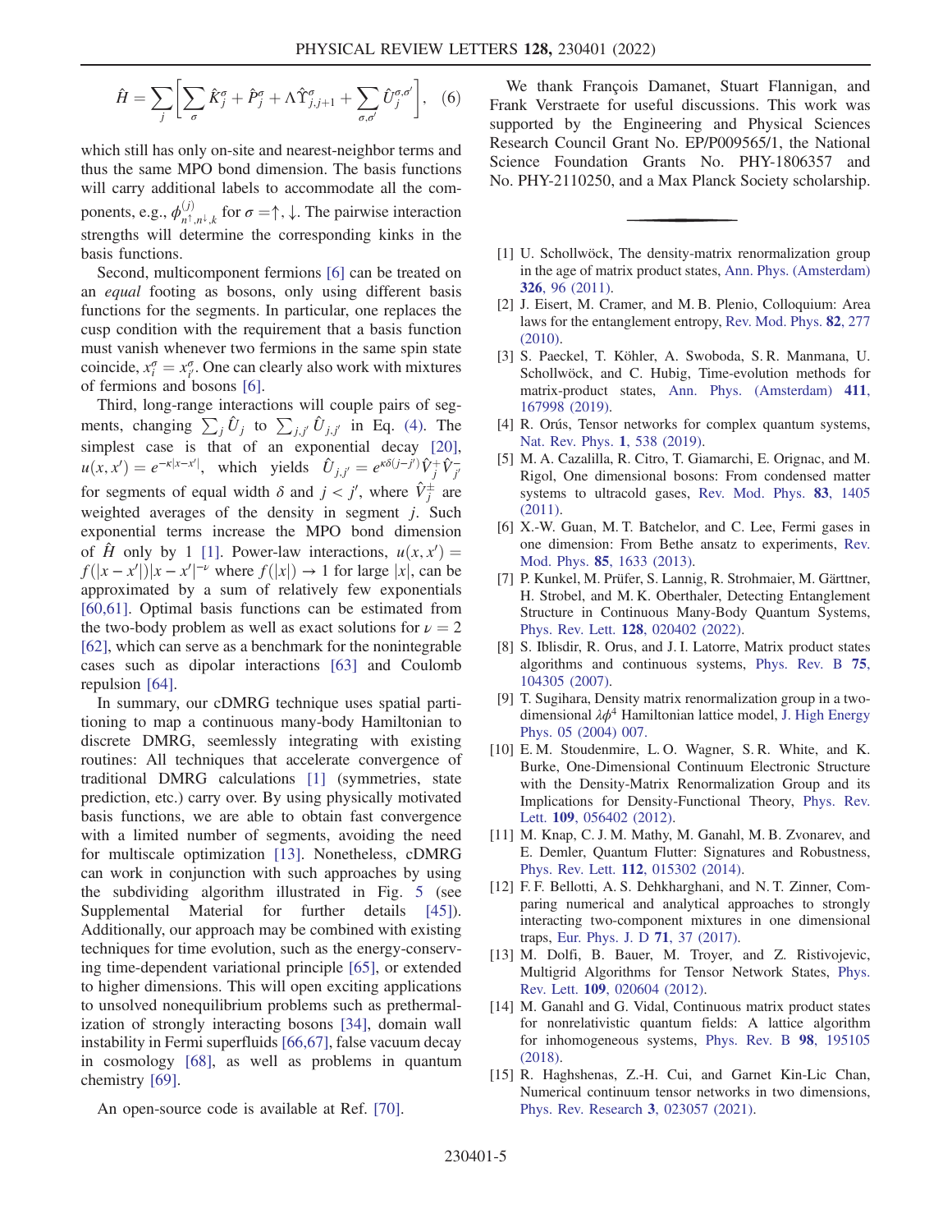$$\hat{H} = \sum_j \left[ \sum_\sigma \hat{K}_j^\sigma + \hat{P}_j^\sigma + \Lambda \hat{\Upsilon}_{j,j+1}^\sigma + \sum_{\sigma,\sigma'} \hat{U}_j^{\sigma,\sigma'} \right], \quad (6)$$

which still has only on-site and nearest-neighbor terms and thus the same MPO bond dimension. The basis functions will carry additional labels to accommodate all the components, e.g., $\phi^{(j)}_{n^\uparrow,n^\downarrow,k}$ for $\sigma = \uparrow, \downarrow$. The pairwise interaction strengths will determine the corresponding kinks in the basis functions.

Second, multicomponent fermions [6] can be treated on an *equal* footing as bosons, only using different basis functions for the segments. In particular, one replaces the cusp condition with the requirement that a basis function must vanish whenever two fermions in the same spin state coincide, $x_i^\sigma = x_{i'}^\sigma$. One can clearly also work with mixtures of fermions and bosons [6].

Third, long-range interactions will couple pairs of segments, changing $\sum_j \hat{U}_j$ to $\sum_{j,j'} \hat{U}_{j,j'}$ in Eq. (4). The simplest case is that of an exponential decay [20], $u(x, x') = e^{-\kappa|x-x'|}$, which yields $\hat{U}_{j,j'} = e^{\kappa\delta(j-j')} \hat{V}_j^+ \hat{V}_{j'}^-$ for segments of equal width $\delta$ and $j < j'$, where $\hat{V}_j^\pm$ are weighted averages of the density in segment $j$. Such exponential terms increase the MPO bond dimension of $\hat{H}$ only by 1 [1]. Power-law interactions, $u(x, x') = f(|x - x'|)|x - x'|^{-\nu}$ where $f(|x|) \to 1$ for large $|x|$, can be approximated by a sum of relatively few exponentials [60,61]. Optimal basis functions can be estimated from the two-body problem as well as exact solutions for $\nu = 2$ [62], which can serve as a benchmark for the nonintegrable cases such as dipolar interactions [63] and Coulomb repulsion [64].

In summary, our cDMRG technique uses spatial partitioning to map a continuous many-body Hamiltonian to discrete DMRG, seemlessly integrating with existing routines: All techniques that accelerate convergence of traditional DMRG calculations [1] (symmetries, state prediction, etc.) carry over. By using physically motivated basis functions, we are able to obtain fast convergence with a limited number of segments, avoiding the need for multiscale optimization [13]. Nonetheless, cDMRG can work in conjunction with such approaches by using the subdividing algorithm illustrated in Fig. 5 (see Supplemental Material for further details [45]). Additionally, our approach may be combined with existing techniques for time evolution, such as the energy-conserving time-dependent variational principle [65], or extended to higher dimensions. This will open exciting applications to unsolved nonequilibrium problems such as prethermalization of strongly interacting bosons [34], domain wall instability in Fermi superfluids [66,67], false vacuum decay in cosmology [68], as well as problems in quantum chemistry [69].

An open-source code is available at Ref. [70].

We thank François Damanet, Stuart Flannigan, and Frank Verstraete for useful discussions. This work was supported by the Engineering and Physical Sciences Research Council Grant No. EP/P009565/1, the National Science Foundation Grants No. PHY-1806357 and No. PHY-2110250, and a Max Planck Society scholarship.

---

[1] U. Schollwöck, The density-matrix renormalization group in the age of matrix product states, Ann. Phys. (Amsterdam) **326**, 96 (2011).

[2] J. Eisert, M. Cramer, and M. B. Plenio, Colloquium: Area laws for the entanglement entropy, Rev. Mod. Phys. **82**, 277 (2010).

[3] S. Paeckel, T. Köhler, A. Swoboda, S. R. Manmana, U. Schollwöck, and C. Hubig, Time-evolution methods for matrix-product states, Ann. Phys. (Amsterdam) **411**, 167998 (2019).

[4] R. Orús, Tensor networks for complex quantum systems, Nat. Rev. Phys. **1**, 538 (2019).

[5] M. A. Cazalilla, R. Citro, T. Giamarchi, E. Orignac, and M. Rigol, One dimensional bosons: From condensed matter systems to ultracold gases, Rev. Mod. Phys. **83**, 1405 (2011).

[6] X.-W. Guan, M. T. Batchelor, and C. Lee, Fermi gases in one dimension: From Bethe ansatz to experiments, Rev. Mod. Phys. **85**, 1633 (2013).

[7] P. Kunkel, M. Prüfer, S. Lannig, R. Strohmaier, M. Gärttner, H. Strobel, and M. K. Oberthaler, Detecting Entanglement Structure in Continuous Many-Body Quantum Systems, Phys. Rev. Lett. **128**, 020402 (2022).

[8] S. Iblisdir, R. Orus, and J. I. Latorre, Matrix product states algorithms and continuous systems, Phys. Rev. B **75**, 104305 (2007).

[9] T. Sugihara, Density matrix renormalization group in a two-dimensional $\lambda\phi^4$ Hamiltonian lattice model, J. High Energy Phys. 05 (2004) 007.

[10] E. M. Stoudenmire, L. O. Wagner, S. R. White, and K. Burke, One-Dimensional Continuum Electronic Structure with the Density-Matrix Renormalization Group and its Implications for Density-Functional Theory, Phys. Rev. Lett. **109**, 056402 (2012).

[11] M. Knap, C. J. M. Mathy, M. Ganahl, M. B. Zvonarev, and E. Demler, Quantum Flutter: Signatures and Robustness, Phys. Rev. Lett. **112**, 015302 (2014).

[12] F. F. Bellotti, A. S. Dehkharghani, and N. T. Zinner, Comparing numerical and analytical approaches to strongly interacting two-component mixtures in one dimensional traps, Eur. Phys. J. D **71**, 37 (2017).

[13] M. Dolfi, B. Bauer, M. Troyer, and Z. Ristivojevic, Multigrid Algorithms for Tensor Network States, Phys. Rev. Lett. **109**, 020604 (2012).

[14] M. Ganahl and G. Vidal, Continuous matrix product states for nonrelativistic quantum fields: A lattice algorithm for inhomogeneous systems, Phys. Rev. B **98**, 195105 (2018).

[15] R. Haghshenas, Z.-H. Cui, and Garnet Kin-Lic Chan, Numerical continuum tensor networks in two dimensions, Phys. Rev. Research **3**, 023057 (2021).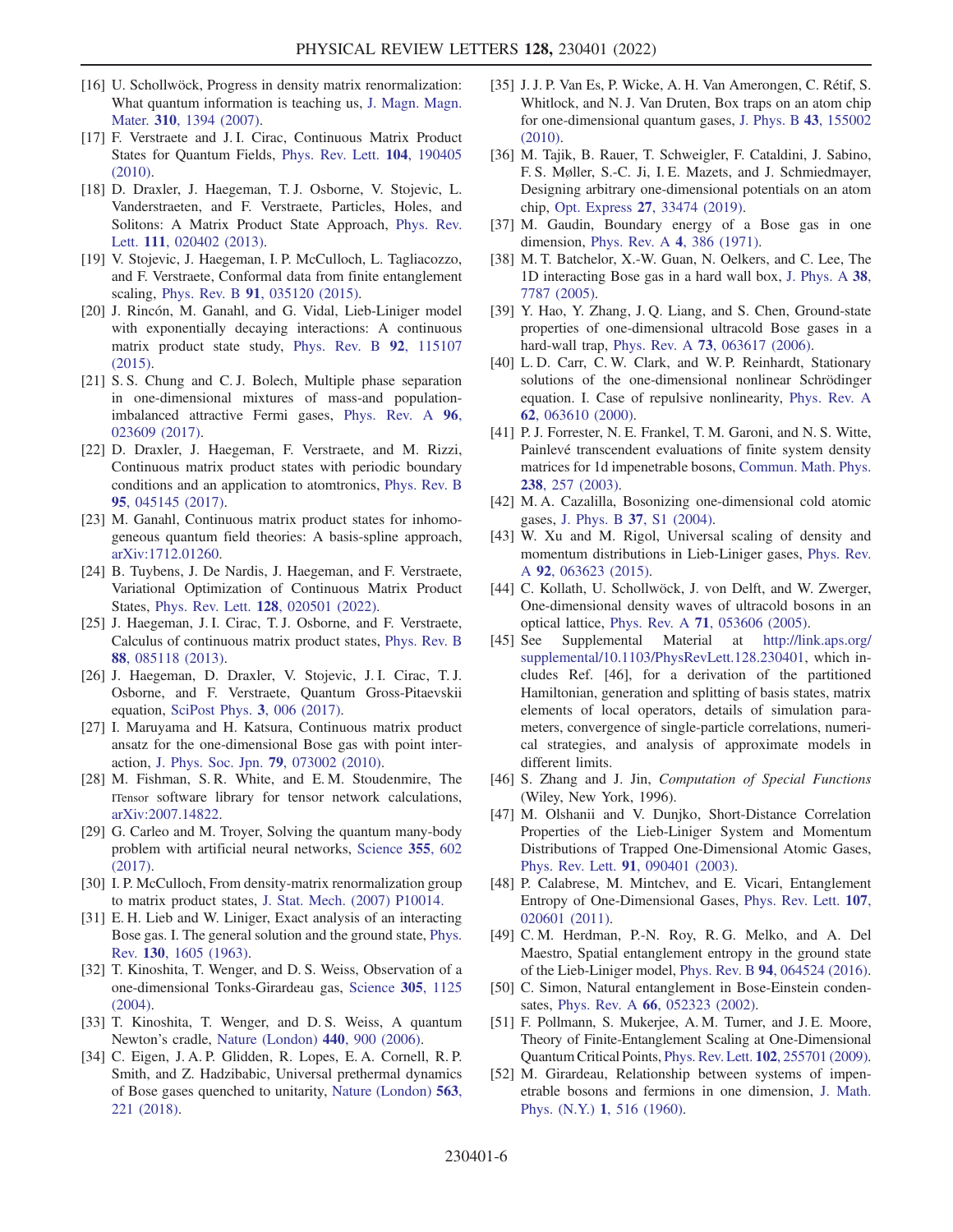[16] U. Schollwöck, Progress in density matrix renormalization: What quantum information is teaching us, J. Magn. Magn. Mater. **310**, 1394 (2007).

[17] F. Verstraete and J. I. Cirac, Continuous Matrix Product States for Quantum Fields, Phys. Rev. Lett. **104**, 190405 (2010).

[18] D. Draxler, J. Haegeman, T. J. Osborne, V. Stojevic, L. Vanderstraeten, and F. Verstraete, Particles, Holes, and Solitons: A Matrix Product State Approach, Phys. Rev. Lett. **111**, 020402 (2013).

[19] V. Stojevic, J. Haegeman, I. P. McCulloch, L. Tagliacozzo, and F. Verstraete, Conformal data from finite entanglement scaling, Phys. Rev. B **91**, 035120 (2015).

[20] J. Rincón, M. Ganahl, and G. Vidal, Lieb-Liniger model with exponentially decaying interactions: A continuous matrix product state study, Phys. Rev. B **92**, 115107 (2015).

[21] S. S. Chung and C. J. Bolech, Multiple phase separation in one-dimensional mixtures of mass-and population-imbalanced attractive Fermi gases, Phys. Rev. A **96**, 023609 (2017).

[22] D. Draxler, J. Haegeman, F. Verstraete, and M. Rizzi, Continuous matrix product states with periodic boundary conditions and an application to atomtronics, Phys. Rev. B **95**, 045145 (2017).

[23] M. Ganahl, Continuous matrix product states for inhomogeneous quantum field theories: A basis-spline approach, arXiv:1712.01260.

[24] B. Tuybens, J. De Nardis, J. Haegeman, and F. Verstraete, Variational Optimization of Continuous Matrix Product States, Phys. Rev. Lett. **128**, 020501 (2022).

[25] J. Haegeman, J. I. Cirac, T. J. Osborne, and F. Verstraete, Calculus of continuous matrix product states, Phys. Rev. B **88**, 085118 (2013).

[26] J. Haegeman, D. Draxler, V. Stojevic, J. I. Cirac, T. J. Osborne, and F. Verstraete, Quantum Gross-Pitaevskii equation, SciPost Phys. **3**, 006 (2017).

[27] I. Maruyama and H. Katsura, Continuous matrix product ansatz for the one-dimensional Bose gas with point interaction, J. Phys. Soc. Jpn. **79**, 073002 (2010).

[28] M. Fishman, S. R. White, and E. M. Stoudenmire, The ITensor software library for tensor network calculations, arXiv:2007.14822.

[29] G. Carleo and M. Troyer, Solving the quantum many-body problem with artificial neural networks, Science **355**, 602 (2017).

[30] I. P. McCulloch, From density-matrix renormalization group to matrix product states, J. Stat. Mech. (2007) P10014.

[31] E. H. Lieb and W. Liniger, Exact analysis of an interacting Bose gas. I. The general solution and the ground state, Phys. Rev. **130**, 1605 (1963).

[32] T. Kinoshita, T. Wenger, and D. S. Weiss, Observation of a one-dimensional Tonks-Girardeau gas, Science **305**, 1125 (2004).

[33] T. Kinoshita, T. Wenger, and D. S. Weiss, A quantum Newton's cradle, Nature (London) **440**, 900 (2006).

[34] C. Eigen, J. A. P. Glidden, R. Lopes, E. A. Cornell, R. P. Smith, and Z. Hadzibabic, Universal prethermal dynamics of Bose gases quenched to unitarity, Nature (London) **563**, 221 (2018).

[35] J. J. P. Van Es, P. Wicke, A. H. Van Amerongen, C. Rétif, S. Whitlock, and N. J. Van Druten, Box traps on an atom chip for one-dimensional quantum gases, J. Phys. B **43**, 155002 (2010).

[36] M. Tajik, B. Rauer, T. Schweigler, F. Cataldini, J. Sabino, F. S. Møller, S.-C. Ji, I. E. Mazets, and J. Schmiedmayer, Designing arbitrary one-dimensional potentials on an atom chip, Opt. Express **27**, 33474 (2019).

[37] M. Gaudin, Boundary energy of a Bose gas in one dimension, Phys. Rev. A **4**, 386 (1971).

[38] M. T. Batchelor, X.-W. Guan, N. Oelkers, and C. Lee, The 1D interacting Bose gas in a hard wall box, J. Phys. A **38**, 7787 (2005).

[39] Y. Hao, Y. Zhang, J. Q. Liang, and S. Chen, Ground-state properties of one-dimensional ultracold Bose gases in a hard-wall trap, Phys. Rev. A **73**, 063617 (2006).

[40] L. D. Carr, C. W. Clark, and W. P. Reinhardt, Stationary solutions of the one-dimensional nonlinear Schrödinger equation. I. Case of repulsive nonlinearity, Phys. Rev. A **62**, 063610 (2000).

[41] P. J. Forrester, N. E. Frankel, T. M. Garoni, and N. S. Witte, Painlevé transcendent evaluations of finite system density matrices for 1d impenetrable bosons, Commun. Math. Phys. **238**, 257 (2003).

[42] M. A. Cazalilla, Bosonizing one-dimensional cold atomic gases, J. Phys. B **37**, S1 (2004).

[43] W. Xu and M. Rigol, Universal scaling of density and momentum distributions in Lieb-Liniger gases, Phys. Rev. A **92**, 063623 (2015).

[44] C. Kollath, U. Schollwöck, J. von Delft, and W. Zwerger, One-dimensional density waves of ultracold bosons in an optical lattice, Phys. Rev. A **71**, 053606 (2005).

[45] See Supplemental Material at http://link.aps.org/supplemental/10.1103/PhysRevLett.128.230401, which includes Ref. [46], for a derivation of the partitioned Hamiltonian, generation and splitting of basis states, matrix elements of local operators, details of simulation parameters, convergence of single-particle correlations, numerical strategies, and analysis of approximate models in different limits.

[46] S. Zhang and J. Jin, *Computation of Special Functions* (Wiley, New York, 1996).

[47] M. Olshanii and V. Dunjko, Short-Distance Correlation Properties of the Lieb-Liniger System and Momentum Distributions of Trapped One-Dimensional Atomic Gases, Phys. Rev. Lett. **91**, 090401 (2003).

[48] P. Calabrese, M. Mintchev, and E. Vicari, Entanglement Entropy of One-Dimensional Gases, Phys. Rev. Lett. **107**, 020601 (2011).

[49] C. M. Herdman, P.-N. Roy, R. G. Melko, and A. Del Maestro, Spatial entanglement entropy in the ground state of the Lieb-Liniger model, Phys. Rev. B **94**, 064524 (2016).

[50] C. Simon, Natural entanglement in Bose-Einstein condensates, Phys. Rev. A **66**, 052323 (2002).

[51] F. Pollmann, S. Mukerjee, A. M. Turner, and J. E. Moore, Theory of Finite-Entanglement Scaling at One-Dimensional Quantum Critical Points, Phys. Rev. Lett. **102**, 255701 (2009).

[52] M. Girardeau, Relationship between systems of impenetrable bosons and fermions in one dimension, J. Math. Phys. (N.Y.) **1**, 516 (1960).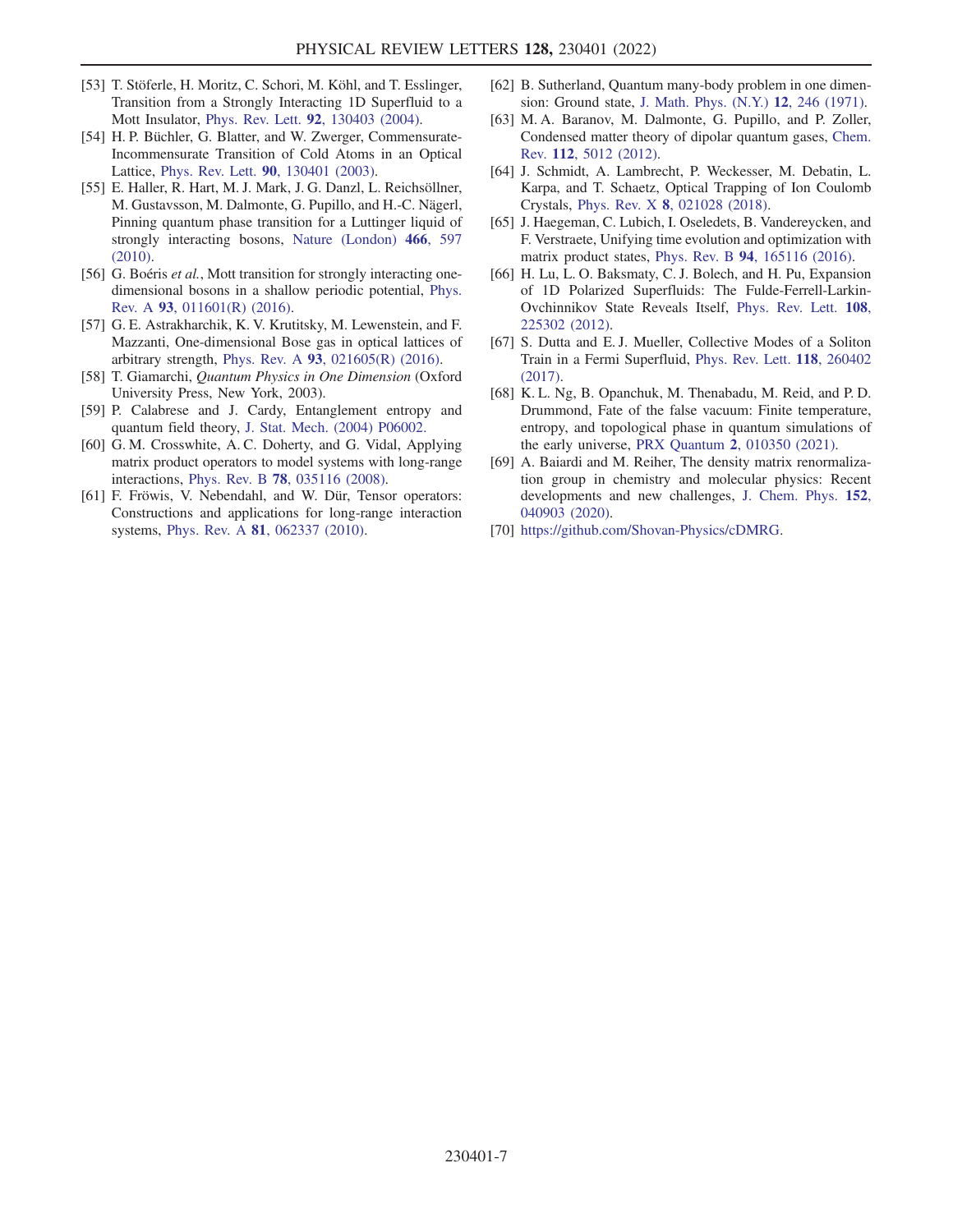[53] T. Stöferle, H. Moritz, C. Schori, M. Köhl, and T. Esslinger, Transition from a Strongly Interacting 1D Superfluid to a Mott Insulator, Phys. Rev. Lett. **92**, 130403 (2004).

[54] H. P. Büchler, G. Blatter, and W. Zwerger, Commensurate-Incommensurate Transition of Cold Atoms in an Optical Lattice, Phys. Rev. Lett. **90**, 130401 (2003).

[55] E. Haller, R. Hart, M. J. Mark, J. G. Danzl, L. Reichsöllner, M. Gustavsson, M. Dalmonte, G. Pupillo, and H.-C. Nägerl, Pinning quantum phase transition for a Luttinger liquid of strongly interacting bosons, Nature (London) **466**, 597 (2010).

[56] G. Boéris *et al.*, Mott transition for strongly interacting one-dimensional bosons in a shallow periodic potential, Phys. Rev. A **93**, 011601(R) (2016).

[57] G. E. Astrakharchik, K. V. Krutitsky, M. Lewenstein, and F. Mazzanti, One-dimensional Bose gas in optical lattices of arbitrary strength, Phys. Rev. A **93**, 021605(R) (2016).

[58] T. Giamarchi, *Quantum Physics in One Dimension* (Oxford University Press, New York, 2003).

[59] P. Calabrese and J. Cardy, Entanglement entropy and quantum field theory, J. Stat. Mech. (2004) P06002.

[60] G. M. Crosswhite, A. C. Doherty, and G. Vidal, Applying matrix product operators to model systems with long-range interactions, Phys. Rev. B **78**, 035116 (2008).

[61] F. Fröwis, V. Nebendahl, and W. Dür, Tensor operators: Constructions and applications for long-range interaction systems, Phys. Rev. A **81**, 062337 (2010).

[62] B. Sutherland, Quantum many-body problem in one dimension: Ground state, J. Math. Phys. (N.Y.) **12**, 246 (1971).

[63] M. A. Baranov, M. Dalmonte, G. Pupillo, and P. Zoller, Condensed matter theory of dipolar quantum gases, Chem. Rev. **112**, 5012 (2012).

[64] J. Schmidt, A. Lambrecht, P. Weckesser, M. Debatin, L. Karpa, and T. Schaetz, Optical Trapping of Ion Coulomb Crystals, Phys. Rev. X **8**, 021028 (2018).

[65] J. Haegeman, C. Lubich, I. Oseledets, B. Vandereycken, and F. Verstraete, Unifying time evolution and optimization with matrix product states, Phys. Rev. B **94**, 165116 (2016).

[66] H. Lu, L. O. Baksmaty, C. J. Bolech, and H. Pu, Expansion of 1D Polarized Superfluids: The Fulde-Ferrell-Larkin-Ovchinnikov State Reveals Itself, Phys. Rev. Lett. **108**, 225302 (2012).

[67] S. Dutta and E. J. Mueller, Collective Modes of a Soliton Train in a Fermi Superfluid, Phys. Rev. Lett. **118**, 260402 (2017).

[68] K. L. Ng, B. Opanchuk, M. Thenabadu, M. Reid, and P. D. Drummond, Fate of the false vacuum: Finite temperature, entropy, and topological phase in quantum simulations of the early universe, PRX Quantum **2**, 010350 (2021).

[69] A. Baiardi and M. Reiher, The density matrix renormalization group in chemistry and molecular physics: Recent developments and new challenges, J. Chem. Phys. **152**, 040903 (2020).

[70] https://github.com/Shovan-Physics/cDMRG.